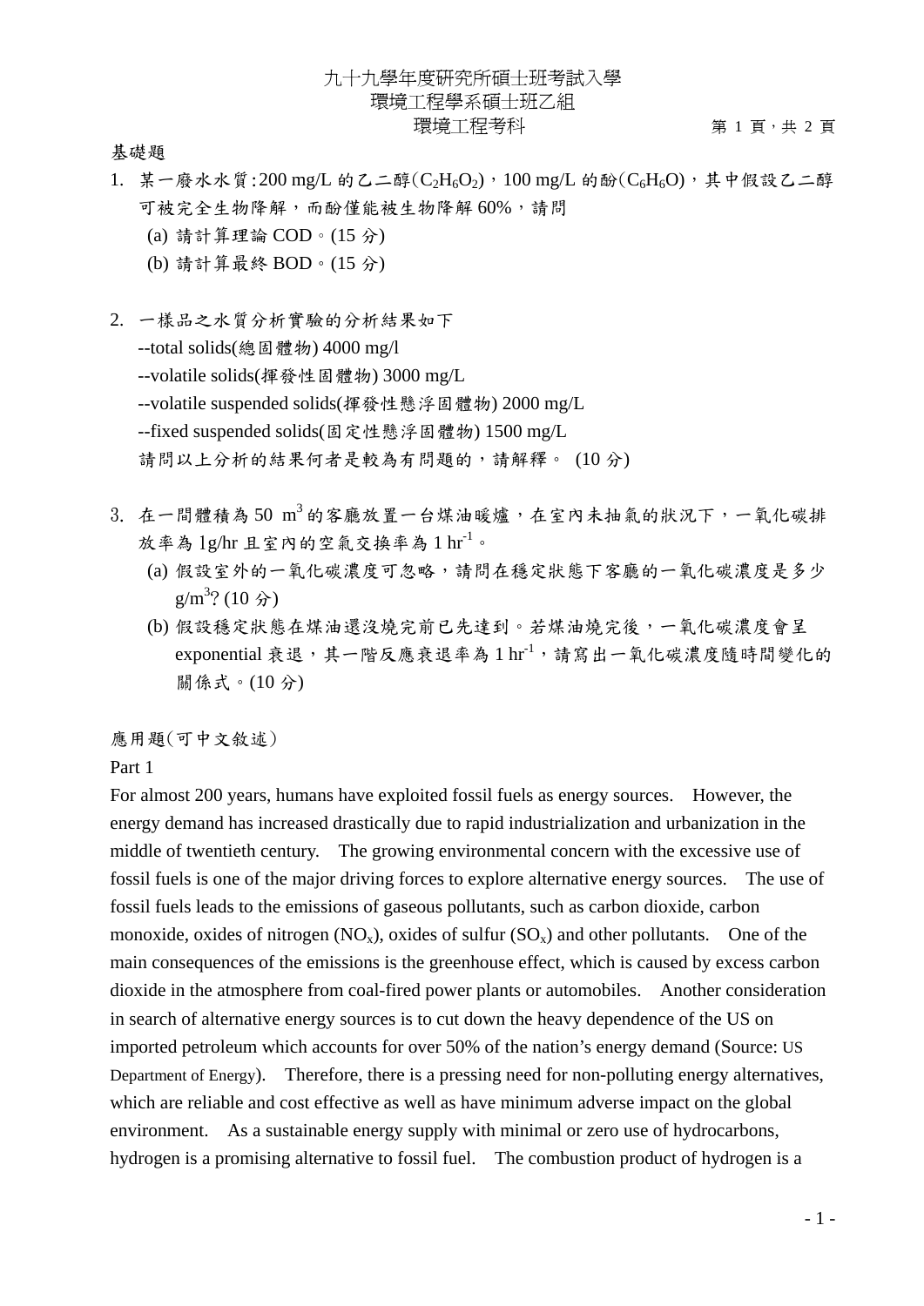# 九十九學年度研究所碩士班考試入學
## 環境工程學系碩士班乙組
## 環境工程考科

基礎題

1. 某一廢水水質:200 mg/L 的乙二醇($C_2H_6O_2$)，100 mg/L 的酚($C_6H_6O$)，其中假設乙二醇可被完全生物降解，而酚僅能被生物降解 60%，請問
   (a) 請計算理論 COD。(15 分)
   (b) 請計算最終 BOD。(15 分)

2. 一樣品之水質分析實驗的分析結果如下
   --total solids(總固體物) 4000 mg/l
   --volatile solids(揮發性固體物) 3000 mg/L
   --volatile suspended solids(揮發性懸浮固體物) 2000 mg/L
   --fixed suspended solids(固定性懸浮固體物) 1500 mg/L
   請問以上分析的結果何者是較為有問題的，請解釋。 (10 分)

3. 在一間體積為 50 $m^3$ 的客廳放置一台煤油暖爐，在室內未抽氣的狀況下，一氧化碳排放率為 1g/hr 且室內的空氣交換率為 1 $hr^{-1}$。
   (a) 假設室外的一氧化碳濃度可忽略，請問在穩定狀態下客廳的一氧化碳濃度是多少 $g/m^3$? (10 分)
   (b) 假設穩定狀態在煤油還沒燒完前已先達到。若煤油燒完後，一氧化碳濃度會呈 exponential 衰退，其一階反應衰退率為 1 $hr^{-1}$，請寫出一氧化碳濃度隨時間變化的關係式。(10 分)

應用題(可中文敘述)

Part 1

For almost 200 years, humans have exploited fossil fuels as energy sources. However, the energy demand has increased drastically due to rapid industrialization and urbanization in the middle of twentieth century. The growing environmental concern with the excessive use of fossil fuels is one of the major driving forces to explore alternative energy sources. The use of fossil fuels leads to the emissions of gaseous pollutants, such as carbon dioxide, carbon monoxide, oxides of nitrogen ($NO_x$), oxides of sulfur ($SO_x$) and other pollutants. One of the main consequences of the emissions is the greenhouse effect, which is caused by excess carbon dioxide in the atmosphere from coal-fired power plants or automobiles. Another consideration in search of alternative energy sources is to cut down the heavy dependence of the US on imported petroleum which accounts for over 50% of the nation's energy demand (Source: US Department of Energy). Therefore, there is a pressing need for non-polluting energy alternatives, which are reliable and cost effective as well as have minimum adverse impact on the global environment. As a sustainable energy supply with minimal or zero use of hydrocarbons, hydrogen is a promising alternative to fossil fuel. The combustion product of hydrogen is a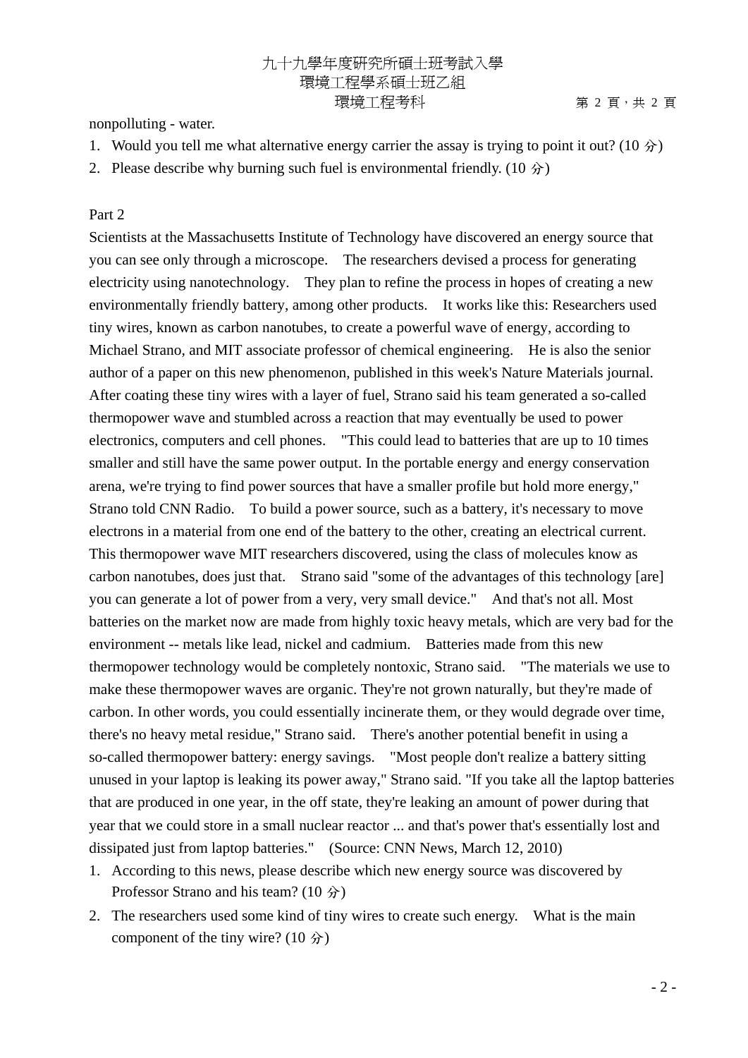nonpolluting - water.

1. Would you tell me what alternative energy carrier the assay is trying to point it out? (10 分)
2. Please describe why burning such fuel is environmental friendly. (10 分)

Part 2

Scientists at the Massachusetts Institute of Technology have discovered an energy source that you can see only through a microscope. The researchers devised a process for generating electricity using nanotechnology. They plan to refine the process in hopes of creating a new environmentally friendly battery, among other products. It works like this: Researchers used tiny wires, known as carbon nanotubes, to create a powerful wave of energy, according to Michael Strano, and MIT associate professor of chemical engineering. He is also the senior author of a paper on this new phenomenon, published in this week's Nature Materials journal. After coating these tiny wires with a layer of fuel, Strano said his team generated a so-called thermopower wave and stumbled across a reaction that may eventually be used to power electronics, computers and cell phones. "This could lead to batteries that are up to 10 times smaller and still have the same power output. In the portable energy and energy conservation arena, we're trying to find power sources that have a smaller profile but hold more energy," Strano told CNN Radio. To build a power source, such as a battery, it's necessary to move electrons in a material from one end of the battery to the other, creating an electrical current. This thermopower wave MIT researchers discovered, using the class of molecules know as carbon nanotubes, does just that. Strano said "some of the advantages of this technology [are] you can generate a lot of power from a very, very small device." And that's not all. Most batteries on the market now are made from highly toxic heavy metals, which are very bad for the environment -- metals like lead, nickel and cadmium. Batteries made from this new thermopower technology would be completely nontoxic, Strano said. "The materials we use to make these thermopower waves are organic. They're not grown naturally, but they're made of carbon. In other words, you could essentially incinerate them, or they would degrade over time, there's no heavy metal residue," Strano said. There's another potential benefit in using a so-called thermopower battery: energy savings. "Most people don't realize a battery sitting unused in your laptop is leaking its power away," Strano said. "If you take all the laptop batteries that are produced in one year, in the off state, they're leaking an amount of power during that year that we could store in a small nuclear reactor ... and that's power that's essentially lost and dissipated just from laptop batteries." (Source: CNN News, March 12, 2010)

1. According to this news, please describe which new energy source was discovered by Professor Strano and his team? (10 分)
2. The researchers used some kind of tiny wires to create such energy. What is the main component of the tiny wire? (10 分)